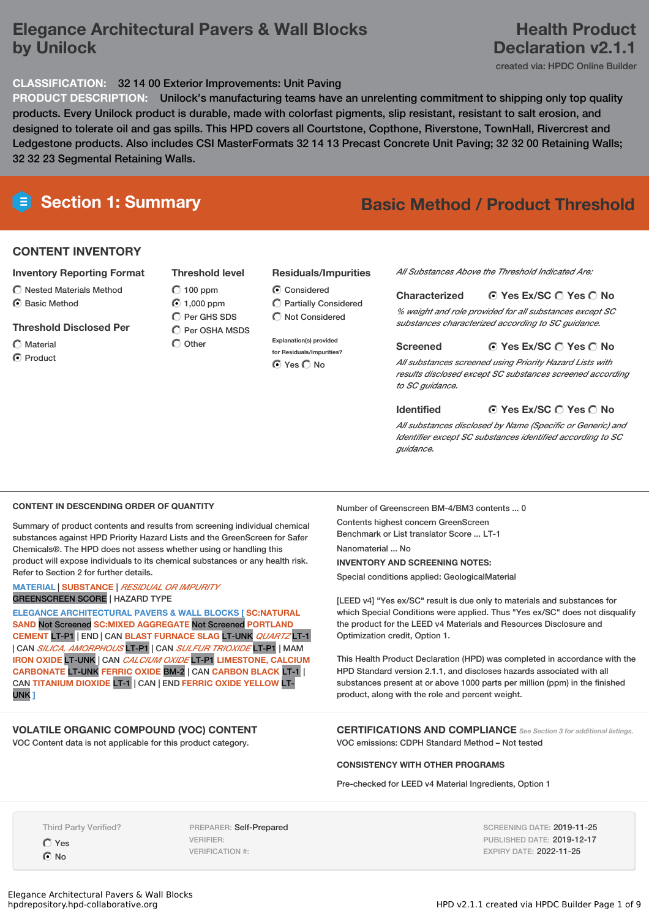# Elegance Architectural Pavers & Wall Blocks by Unilock

# Health Product Declaration v2.1.1

created via: HPDC Online Builder

**CLASSIFICATION:** 32 14 00 Exterior Improvements: Unit Paving

**PRODUCT DESCRIPTION:** Unilock's manufacturing teams have an unrelenting commitment to shipping only top quality products. Every Unilock product is durable, made with colorfast pigments, slip resistant, resistant to salt erosion, and designed to tolerate oil and gas spills. This HPD covers all Courtstone, Copthone, Riverstone, TownHall, Rivercrest and Ledgestone products. Also includes CSI MasterFormats 32 14 13 Precast Concrete Unit Paving; 32 32 00 Retaining Walls; 32 32 23 Segmental Retaining Walls.

## Section 1: Summary

## Basic Method / Product Threshold

### CONTENT INVENTORY

**Inventory Reporting Format**

- ○ Nested Materials Method
- ◉ Basic Method

**Threshold Disclosed Per**

- ○ Material
- ◉ Product

**Threshold level**

- ○ 100 ppm
- ◉ 1,000 ppm
- ○ Per GHS SDS
- ○ Per OSHA MSDS
- ○ Other

**Residuals/Impurities**

- ◉ Considered
- ○ Partially Considered
- ○ Not Considered

Explanation(s) provided for Residuals/Impurities?

◉ Yes ○ No

*All Substances Above the Threshold Indicated Are:*

**Characterized** ◉ Yes Ex/SC ○ Yes ○ No

*% weight and role provided for all substances except SC substances characterized according to SC guidance.*

**Screened** ◉ Yes Ex/SC ○ Yes ○ No

*All substances screened using Priority Hazard Lists with results disclosed except SC substances screened according to SC guidance.*

**Identified** ◉ Yes Ex/SC ○ Yes ○ No

*All substances disclosed by Name (Specific or Generic) and Identifier except SC substances identified according to SC guidance.*

#### CONTENT IN DESCENDING ORDER OF QUANTITY

Summary of product contents and results from screening individual chemical substances against HPD Priority Hazard Lists and the GreenScreen for Safer Chemicals®. The HPD does not assess whether using or handling this product will expose individuals to its chemical substances or any health risk. Refer to Section 2 for further details.

MATERIAL | SUBSTANCE | *RESIDUAL OR IMPURITY*
GREENSCREEN SCORE | HAZARD TYPE

ELEGANCE ARCHITECTURAL PAVERS & WALL BLOCKS [ SC:NATURAL SAND Not Screened SC:MIXED AGGREGATE Not Screened PORTLAND CEMENT LT-P1 | END | CAN BLAST FURNACE SLAG LT-UNK *QUARTZ* LT-1 | CAN *SILICA, AMORPHOUS* LT-P1 | CAN *SULFUR TRIOXIDE* LT-P1 | MAM IRON OXIDE LT-UNK | CAN *CALCIUM OXIDE* LT-P1 LIMESTONE, CALCIUM CARBONATE LT-UNK FERRIC OXIDE BM-2 | CAN CARBON BLACK LT-1 | CAN TITANIUM DIOXIDE LT-1 | CAN | END FERRIC OXIDE YELLOW LT-UNK ]

Number of Greenscreen BM-4/BM3 contents ... 0

Contents highest concern GreenScreen Benchmark or List translator Score ... LT-1

Nanomaterial ... No

**INVENTORY AND SCREENING NOTES:**

Special conditions applied: GeologicalMaterial

[LEED v4] "Yes ex/SC" result is due only to materials and substances for which Special Conditions were applied. Thus "Yes ex/SC" does not disqualify the product for the LEED v4 Materials and Resources Disclosure and Optimization credit, Option 1.

This Health Product Declaration (HPD) was completed in accordance with the HPD Standard version 2.1.1, and discloses hazards associated with all substances present at or above 1000 parts per million (ppm) in the finished product, along with the role and percent weight.

#### VOLATILE ORGANIC COMPOUND (VOC) CONTENT

VOC Content data is not applicable for this product category.

#### CERTIFICATIONS AND COMPLIANCE *See Section 3 for additional listings.*

VOC emissions: CDPH Standard Method – Not tested

**CONSISTENCY WITH OTHER PROGRAMS**

Pre-checked for LEED v4 Material Ingredients, Option 1

Third Party Verified?

- ○ Yes
- ◉ No

PREPARER: Self-Prepared
VERIFIER:
VERIFICATION #:

SCREENING DATE: 2019-11-25
PUBLISHED DATE: 2019-12-17
EXPIRY DATE: 2022-11-25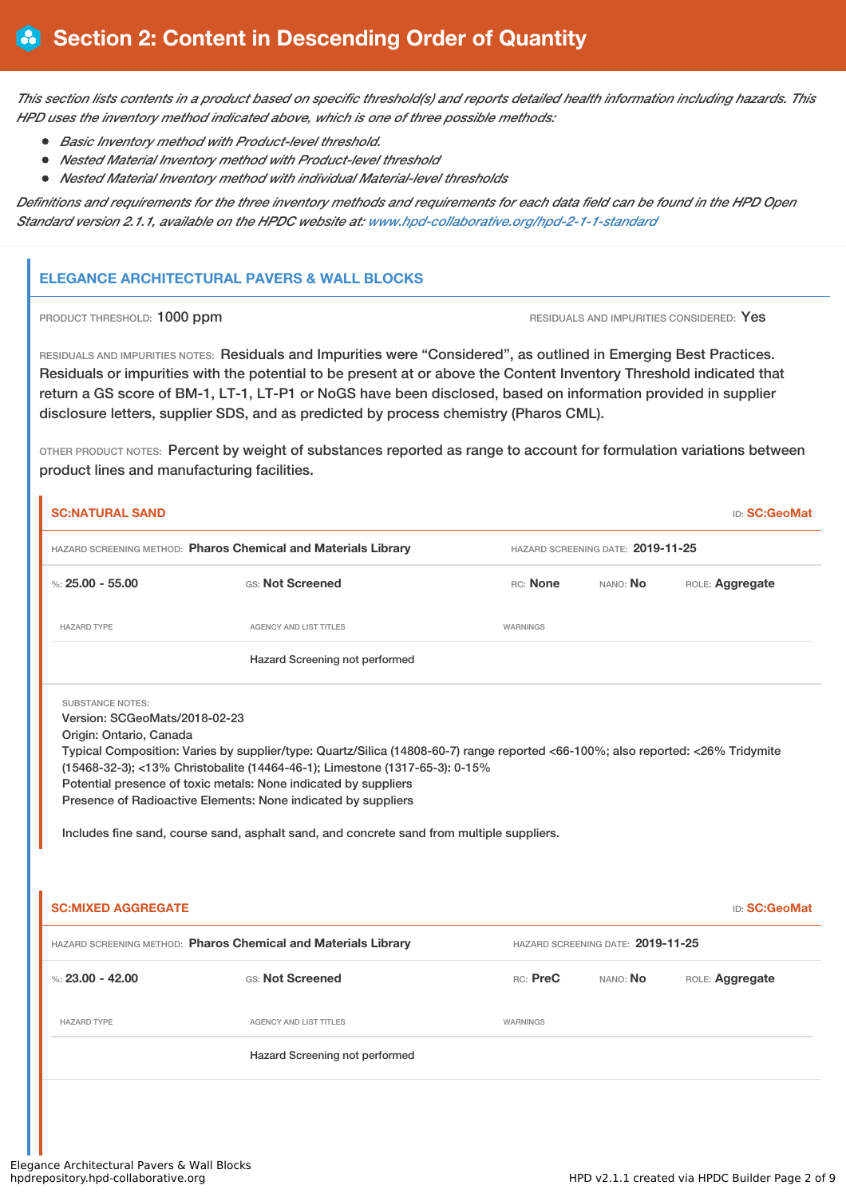# Section 2: Content in Descending Order of Quantity

*This section lists contents in a product based on specific threshold(s) and reports detailed health information including hazards. This HPD uses the inventory method indicated above, which is one of three possible methods:*

- *Basic Inventory method with Product-level threshold.*
- *Nested Material Inventory method with Product-level threshold*
- *Nested Material Inventory method with individual Material-level thresholds*

*Definitions and requirements for the three inventory methods and requirements for each data field can be found in the HPD Open Standard version 2.1.1, available on the HPDC website at: www.hpd-collaborative.org/hpd-2-1-1-standard*

## ELEGANCE ARCHITECTURAL PAVERS & WALL BLOCKS

PRODUCT THRESHOLD: **1000 ppm**

RESIDUALS AND IMPURITIES CONSIDERED: **Yes**

RESIDUALS AND IMPURITIES NOTES: Residuals and Impurities were "Considered", as outlined in Emerging Best Practices. Residuals or impurities with the potential to be present at or above the Content Inventory Threshold indicated that return a GS score of BM-1, LT-1, LT-P1 or NoGS have been disclosed, based on information provided in supplier disclosure letters, supplier SDS, and as predicted by process chemistry (Pharos CML).

OTHER PRODUCT NOTES: Percent by weight of substances reported as range to account for formulation variations between product lines and manufacturing facilities.

### SC:NATURAL SAND

ID: **SC:GeoMat**

HAZARD SCREENING METHOD: **Pharos Chemical and Materials Library**

HAZARD SCREENING DATE: **2019-11-25**

%: **25.00 - 55.00** | GS: **Not Screened** | RC: **None** | NANO: **No** | ROLE: **Aggregate**

| HAZARD TYPE | AGENCY AND LIST TITLES | WARNINGS |
|---|---|---|
| | Hazard Screening not performed | |

SUBSTANCE NOTES:
Version: SCGeoMats/2018-02-23
Origin: Ontario, Canada
Typical Composition: Varies by supplier/type: Quartz/Silica (14808-60-7) range reported <66-100%; also reported: <26% Tridymite (15468-32-3); <13% Christobalite (14464-46-1); Limestone (1317-65-3): 0-15%
Potential presence of toxic metals: None indicated by suppliers
Presence of Radioactive Elements: None indicated by suppliers

Includes fine sand, course sand, asphalt sand, and concrete sand from multiple suppliers.

### SC:MIXED AGGREGATE

ID: **SC:GeoMat**

HAZARD SCREENING METHOD: **Pharos Chemical and Materials Library**

HAZARD SCREENING DATE: **2019-11-25**

%: **23.00 - 42.00** | GS: **Not Screened** | RC: **PreC** | NANO: **No** | ROLE: **Aggregate**

| HAZARD TYPE | AGENCY AND LIST TITLES | WARNINGS |
|---|---|---|
| | Hazard Screening not performed | |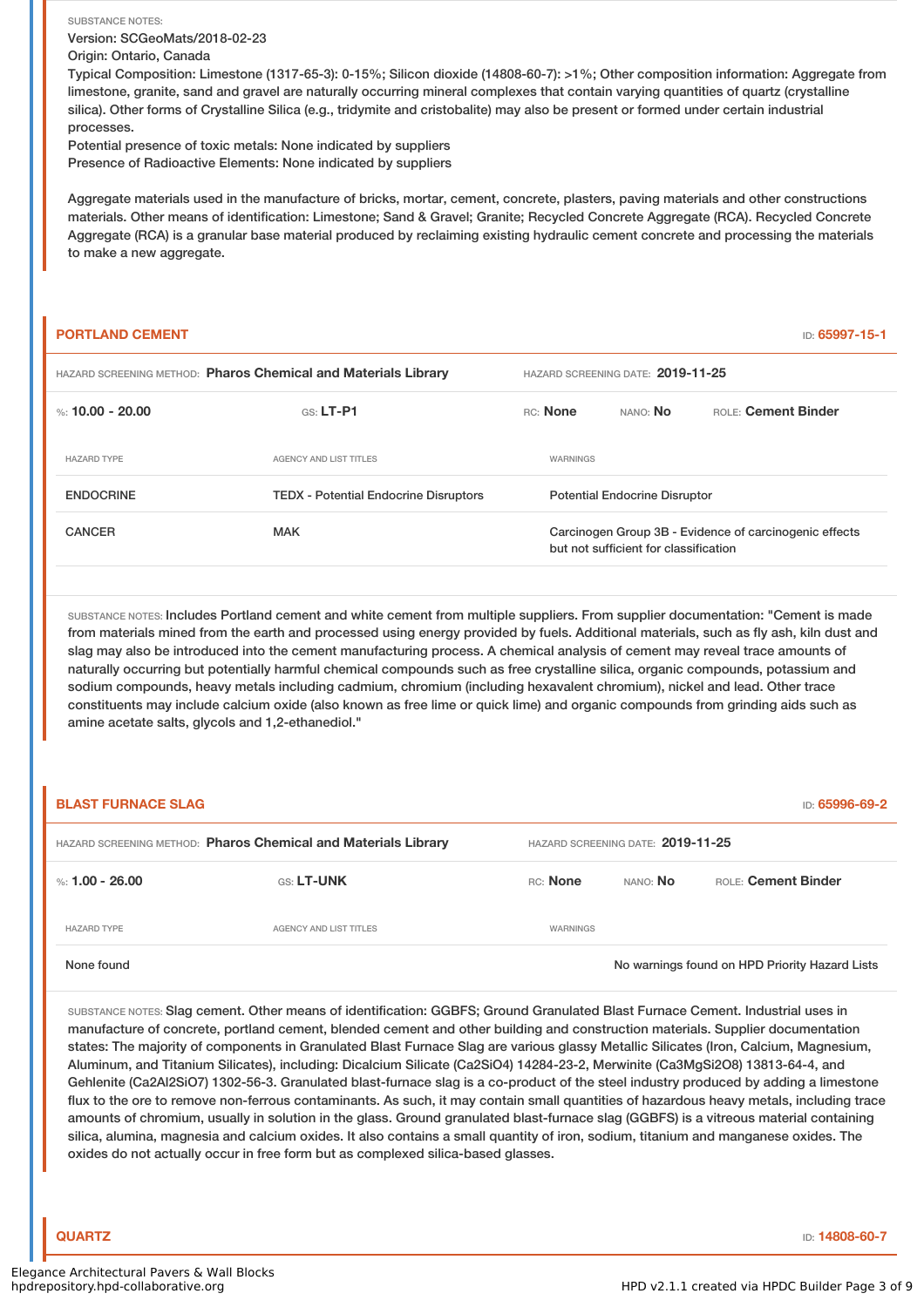SUBSTANCE NOTES:
Version: SCGeoMats/2018-02-23
Origin: Ontario, Canada
Typical Composition: Limestone (1317-65-3): 0-15%; Silicon dioxide (14808-60-7): >1%; Other composition information: Aggregate from limestone, granite, sand and gravel are naturally occurring mineral complexes that contain varying quantities of quartz (crystalline silica). Other forms of Crystalline Silica (e.g., tridymite and cristobalite) may also be present or formed under certain industrial processes.
Potential presence of toxic metals: None indicated by suppliers
Presence of Radioactive Elements: None indicated by suppliers

Aggregate materials used in the manufacture of bricks, mortar, cement, concrete, plasters, paving materials and other constructions materials. Other means of identification: Limestone; Sand & Gravel; Granite; Recycled Concrete Aggregate (RCA). Recycled Concrete Aggregate (RCA) is a granular base material produced by reclaiming existing hydraulic cement concrete and processing the materials to make a new aggregate.

## PORTLAND CEMENT

ID: **65997-15-1**

HAZARD SCREENING METHOD: **Pharos Chemical and Materials Library** HAZARD SCREENING DATE: **2019-11-25**

%: **10.00 - 20.00** GS: **LT-P1** RC: **None** NANO: **No** ROLE: **Cement Binder**

| HAZARD TYPE | AGENCY AND LIST TITLES | WARNINGS |
|---|---|---|
| ENDOCRINE | TEDX - Potential Endocrine Disruptors | Potential Endocrine Disruptor |
| CANCER | MAK | Carcinogen Group 3B - Evidence of carcinogenic effects but not sufficient for classification |

SUBSTANCE NOTES: Includes Portland cement and white cement from multiple suppliers. From supplier documentation: "Cement is made from materials mined from the earth and processed using energy provided by fuels. Additional materials, such as fly ash, kiln dust and slag may also be introduced into the cement manufacturing process. A chemical analysis of cement may reveal trace amounts of naturally occurring but potentially harmful chemical compounds such as free crystalline silica, organic compounds, potassium and sodium compounds, heavy metals including cadmium, chromium (including hexavalent chromium), nickel and lead. Other trace constituents may include calcium oxide (also known as free lime or quick lime) and organic compounds from grinding aids such as amine acetate salts, glycols and 1,2-ethanediol."

## BLAST FURNACE SLAG

ID: **65996-69-2**

HAZARD SCREENING METHOD: **Pharos Chemical and Materials Library** HAZARD SCREENING DATE: **2019-11-25**

%: **1.00 - 26.00** GS: **LT-UNK** RC: **None** NANO: **No** ROLE: **Cement Binder**

| HAZARD TYPE | AGENCY AND LIST TITLES | WARNINGS |
|---|---|---|
| None found | | No warnings found on HPD Priority Hazard Lists |

SUBSTANCE NOTES: Slag cement. Other means of identification: GGBFS; Ground Granulated Blast Furnace Cement. Industrial uses in manufacture of concrete, portland cement, blended cement and other building and construction materials. Supplier documentation states: The majority of components in Granulated Blast Furnace Slag are various glassy Metallic Silicates (Iron, Calcium, Magnesium, Aluminum, and Titanium Silicates), including: Dicalcium Silicate ($Ca_2SiO_4$) 14284-23-2, Merwinite ($Ca_3MgSi_2O_8$) 13813-64-4, and Gehlenite ($Ca_2Al_2SiO_7$) 1302-56-3. Granulated blast-furnace slag is a co-product of the steel industry produced by adding a limestone flux to the ore to remove non-ferrous contaminants. As such, it may contain small quantities of hazardous heavy metals, including trace amounts of chromium, usually in solution in the glass. Ground granulated blast-furnace slag (GGBFS) is a vitreous material containing silica, alumina, magnesia and calcium oxides. It also contains a small quantity of iron, sodium, titanium and manganese oxides. The oxides do not actually occur in free form but as complexed silica-based glasses.

## QUARTZ

ID: **14808-60-7**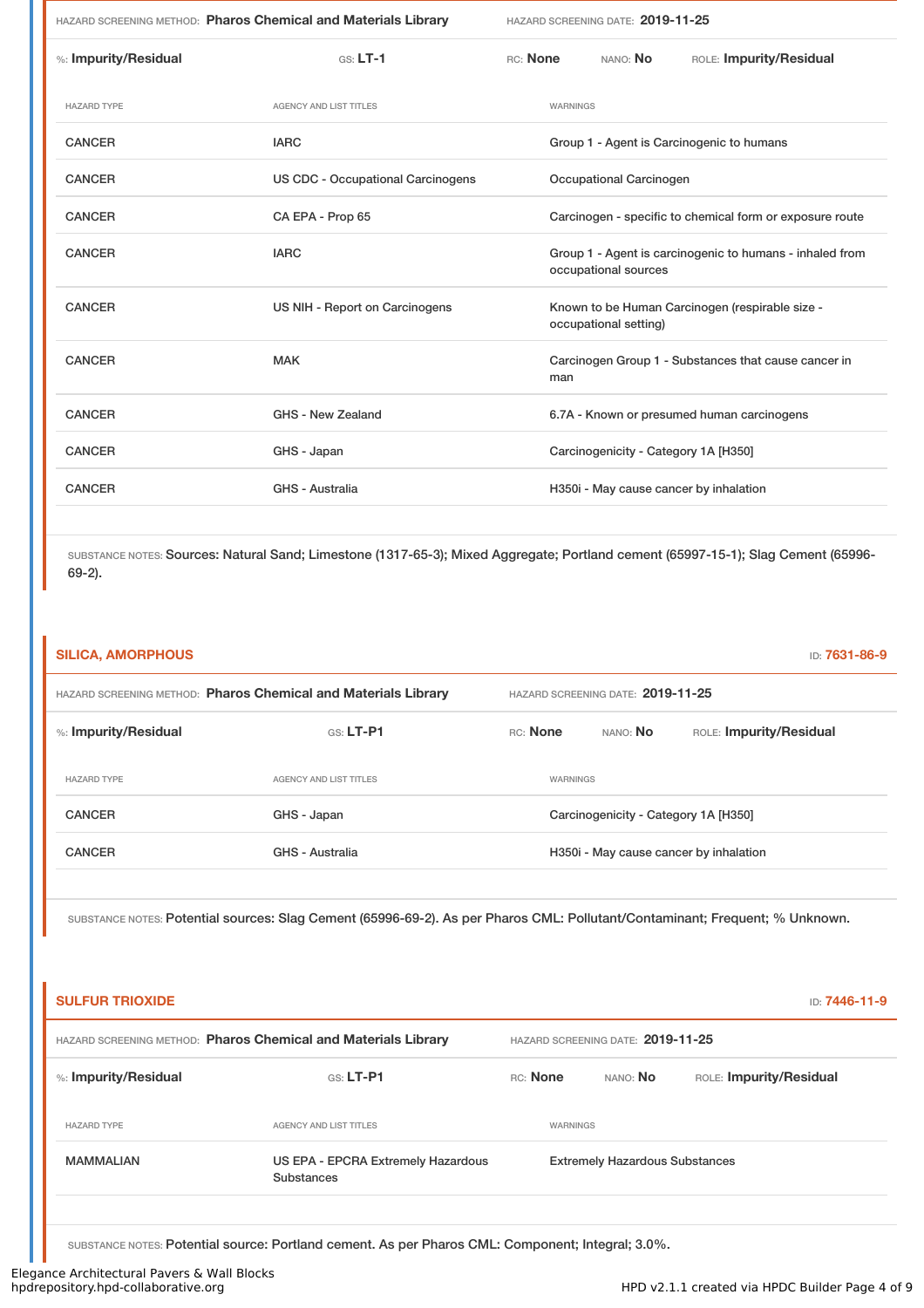HAZARD SCREENING METHOD: **Pharos Chemical and Materials Library** HAZARD SCREENING DATE: **2019-11-25**

%: **Impurity/Residual** GS: **LT-1** RC: **None** NANO: **No** ROLE: **Impurity/Residual**

| HAZARD TYPE | AGENCY AND LIST TITLES | WARNINGS |
| --- | --- | --- |
| CANCER | IARC | Group 1 - Agent is Carcinogenic to humans |
| CANCER | US CDC - Occupational Carcinogens | Occupational Carcinogen |
| CANCER | CA EPA - Prop 65 | Carcinogen - specific to chemical form or exposure route |
| CANCER | IARC | Group 1 - Agent is carcinogenic to humans - inhaled from occupational sources |
| CANCER | US NIH - Report on Carcinogens | Known to be Human Carcinogen (respirable size - occupational setting) |
| CANCER | MAK | Carcinogen Group 1 - Substances that cause cancer in man |
| CANCER | GHS - New Zealand | 6.7A - Known or presumed human carcinogens |
| CANCER | GHS - Japan | Carcinogenicity - Category 1A [H350] |
| CANCER | GHS - Australia | H350i - May cause cancer by inhalation |

SUBSTANCE NOTES: Sources: Natural Sand; Limestone (1317-65-3); Mixed Aggregate; Portland cement (65997-15-1); Slag Cement (65996-69-2).

## SILICA, AMORPHOUS

ID: **7631-86-9**

HAZARD SCREENING METHOD: **Pharos Chemical and Materials Library** HAZARD SCREENING DATE: **2019-11-25**

%: **Impurity/Residual** GS: **LT-P1** RC: **None** NANO: **No** ROLE: **Impurity/Residual**

| HAZARD TYPE | AGENCY AND LIST TITLES | WARNINGS |
| --- | --- | --- |
| CANCER | GHS - Japan | Carcinogenicity - Category 1A [H350] |
| CANCER | GHS - Australia | H350i - May cause cancer by inhalation |

SUBSTANCE NOTES: Potential sources: Slag Cement (65996-69-2). As per Pharos CML: Pollutant/Contaminant; Frequent; % Unknown.

## SULFUR TRIOXIDE

ID: **7446-11-9**

HAZARD SCREENING METHOD: **Pharos Chemical and Materials Library** HAZARD SCREENING DATE: **2019-11-25**

%: **Impurity/Residual** GS: **LT-P1** RC: **None** NANO: **No** ROLE: **Impurity/Residual**

| HAZARD TYPE | AGENCY AND LIST TITLES | WARNINGS |
| --- | --- | --- |
| MAMMALIAN | US EPA - EPCRA Extremely Hazardous Substances | Extremely Hazardous Substances |

SUBSTANCE NOTES: Potential source: Portland cement. As per Pharos CML: Component; Integral; 3.0%.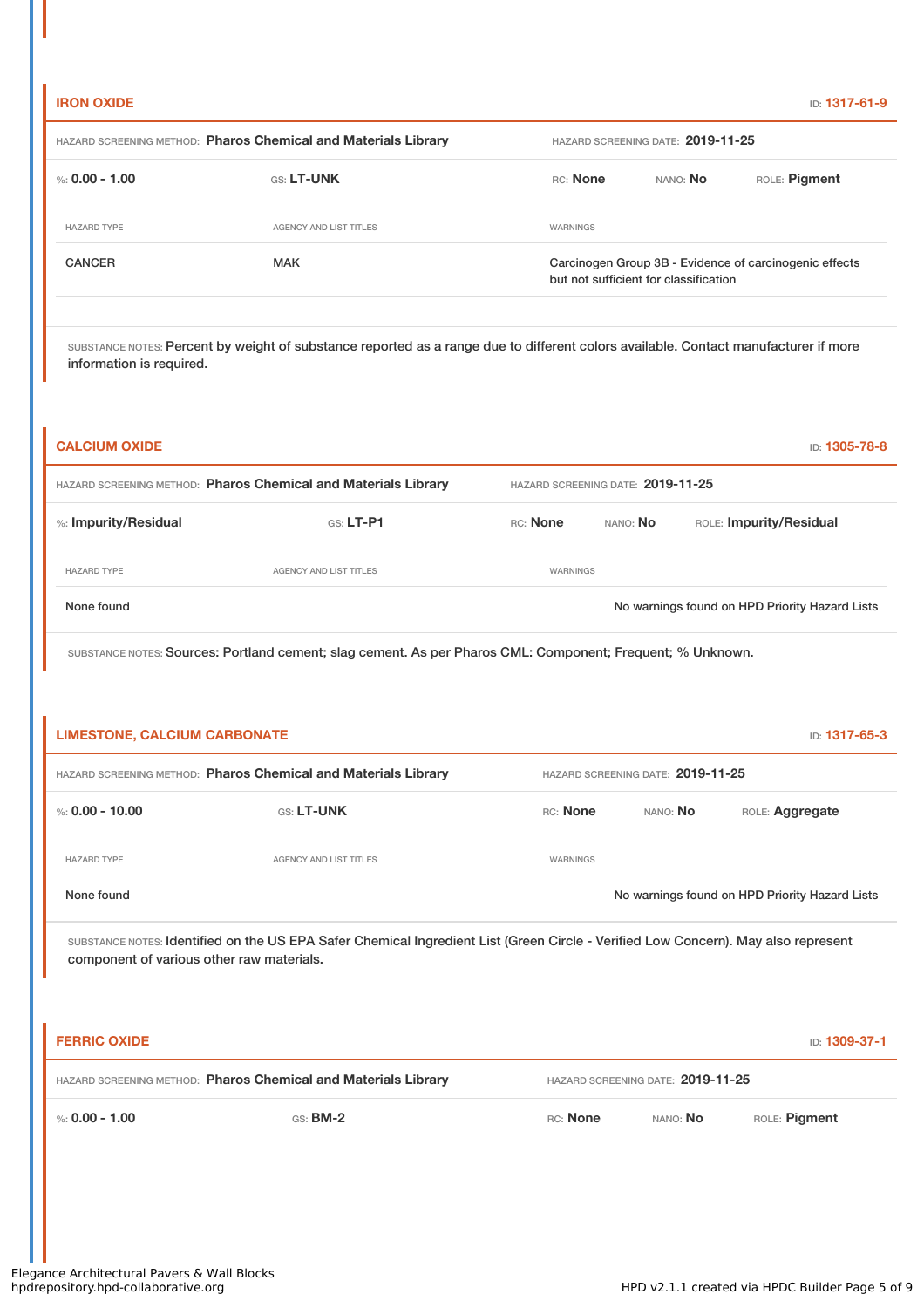## IRON OXIDE

ID: **1317-61-9**

HAZARD SCREENING METHOD: **Pharos Chemical and Materials Library** HAZARD SCREENING DATE: **2019-11-25**

%: **0.00 - 1.00** GS: **LT-UNK** RC: **None** NANO: **No** ROLE: **Pigment**

| HAZARD TYPE | AGENCY AND LIST TITLES | WARNINGS |
| --- | --- | --- |
| CANCER | MAK | Carcinogen Group 3B - Evidence of carcinogenic effects but not sufficient for classification |

SUBSTANCE NOTES: Percent by weight of substance reported as a range due to different colors available. Contact manufacturer if more information is required.

## CALCIUM OXIDE

ID: **1305-78-8**

HAZARD SCREENING METHOD: **Pharos Chemical and Materials Library** HAZARD SCREENING DATE: **2019-11-25**

%: **Impurity/Residual** GS: **LT-P1** RC: **None** NANO: **No** ROLE: **Impurity/Residual**

| HAZARD TYPE | AGENCY AND LIST TITLES | WARNINGS |
| --- | --- | --- |
| None found | | No warnings found on HPD Priority Hazard Lists |

SUBSTANCE NOTES: Sources: Portland cement; slag cement. As per Pharos CML: Component; Frequent; % Unknown.

## LIMESTONE, CALCIUM CARBONATE

ID: **1317-65-3**

HAZARD SCREENING METHOD: **Pharos Chemical and Materials Library** HAZARD SCREENING DATE: **2019-11-25**

%: **0.00 - 10.00** GS: **LT-UNK** RC: **None** NANO: **No** ROLE: **Aggregate**

| HAZARD TYPE | AGENCY AND LIST TITLES | WARNINGS |
| --- | --- | --- |
| None found | | No warnings found on HPD Priority Hazard Lists |

SUBSTANCE NOTES: Identified on the US EPA Safer Chemical Ingredient List (Green Circle - Verified Low Concern). May also represent component of various other raw materials.

## FERRIC OXIDE

ID: **1309-37-1**

HAZARD SCREENING METHOD: **Pharos Chemical and Materials Library** HAZARD SCREENING DATE: **2019-11-25**

%: **0.00 - 1.00** GS: **BM-2** RC: **None** NANO: **No** ROLE: **Pigment**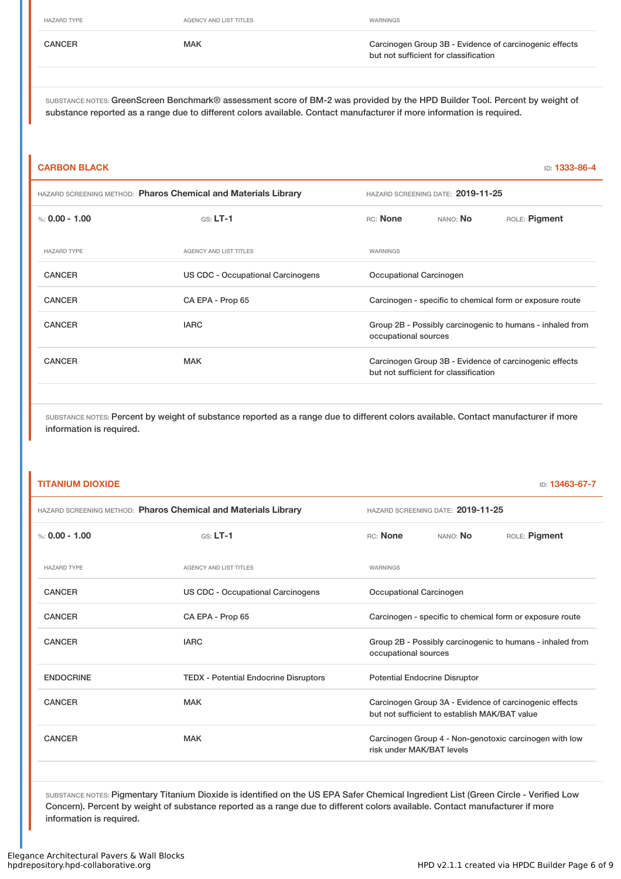| HAZARD TYPE | AGENCY AND LIST TITLES | WARNINGS |
|---|---|---|
| CANCER | MAK | Carcinogen Group 3B - Evidence of carcinogenic effects but not sufficient for classification |

SUBSTANCE NOTES: GreenScreen Benchmark® assessment score of BM-2 was provided by the HPD Builder Tool. Percent by weight of substance reported as a range due to different colors available. Contact manufacturer if more information is required.

## CARBON BLACK

ID: **1333-86-4**

HAZARD SCREENING METHOD: **Pharos Chemical and Materials Library** HAZARD SCREENING DATE: **2019-11-25**

%: **0.00 - 1.00** GS: **LT-1** RC: **None** NANO: **No** ROLE: **Pigment**

| HAZARD TYPE | AGENCY AND LIST TITLES | WARNINGS |
|---|---|---|
| CANCER | US CDC - Occupational Carcinogens | Occupational Carcinogen |
| CANCER | CA EPA - Prop 65 | Carcinogen - specific to chemical form or exposure route |
| CANCER | IARC | Group 2B - Possibly carcinogenic to humans - inhaled from occupational sources |
| CANCER | MAK | Carcinogen Group 3B - Evidence of carcinogenic effects but not sufficient for classification |

SUBSTANCE NOTES: Percent by weight of substance reported as a range due to different colors available. Contact manufacturer if more information is required.

## TITANIUM DIOXIDE

ID: **13463-67-7**

HAZARD SCREENING METHOD: **Pharos Chemical and Materials Library** HAZARD SCREENING DATE: **2019-11-25**

%: **0.00 - 1.00** GS: **LT-1** RC: **None** NANO: **No** ROLE: **Pigment**

| HAZARD TYPE | AGENCY AND LIST TITLES | WARNINGS |
|---|---|---|
| CANCER | US CDC - Occupational Carcinogens | Occupational Carcinogen |
| CANCER | CA EPA - Prop 65 | Carcinogen - specific to chemical form or exposure route |
| CANCER | IARC | Group 2B - Possibly carcinogenic to humans - inhaled from occupational sources |
| ENDOCRINE | TEDX - Potential Endocrine Disruptors | Potential Endocrine Disruptor |
| CANCER | MAK | Carcinogen Group 3A - Evidence of carcinogenic effects but not sufficient to establish MAK/BAT value |
| CANCER | MAK | Carcinogen Group 4 - Non-genotoxic carcinogen with low risk under MAK/BAT levels |

SUBSTANCE NOTES: Pigmentary Titanium Dioxide is identified on the US EPA Safer Chemical Ingredient List (Green Circle - Verified Low Concern). Percent by weight of substance reported as a range due to different colors available. Contact manufacturer if more information is required.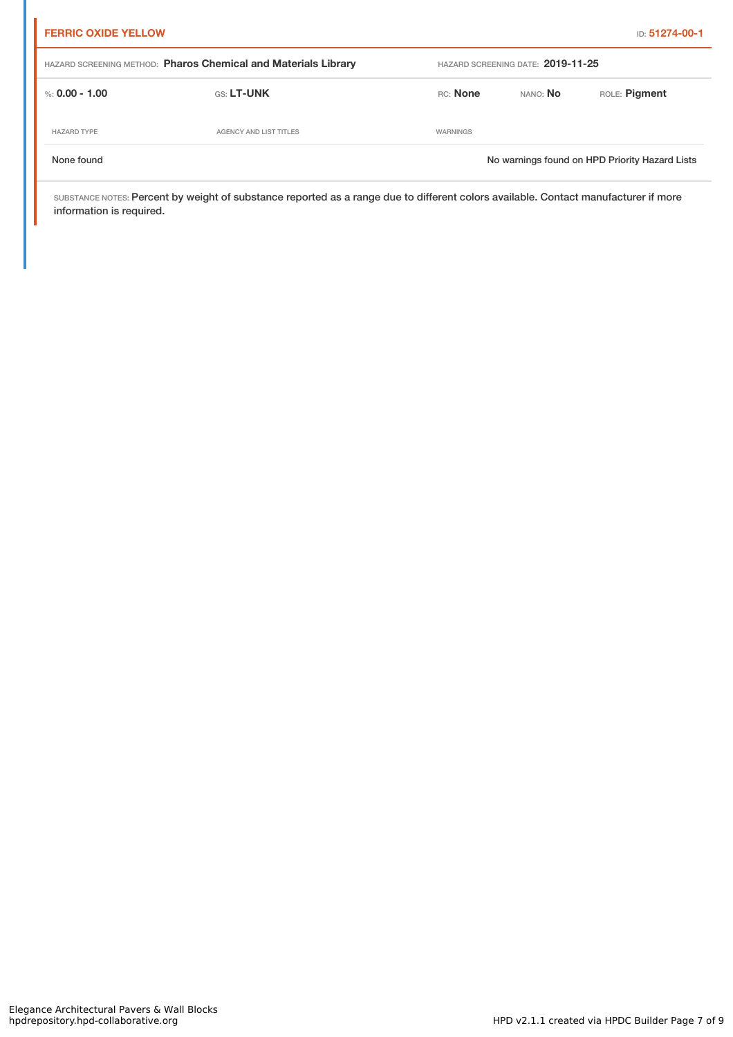**FERRIC OXIDE YELLOW** ID: **51274-00-1**

HAZARD SCREENING METHOD: **Pharos Chemical and Materials Library** HAZARD SCREENING DATE: **2019-11-25**

%: **0.00 - 1.00** GS: **LT-UNK** RC: **None** NANO: **No** ROLE: **Pigment**

| HAZARD TYPE | AGENCY AND LIST TITLES | WARNINGS |
|---|---|---|
| None found | | No warnings found on HPD Priority Hazard Lists |

SUBSTANCE NOTES: Percent by weight of substance reported as a range due to different colors available. Contact manufacturer if more information is required.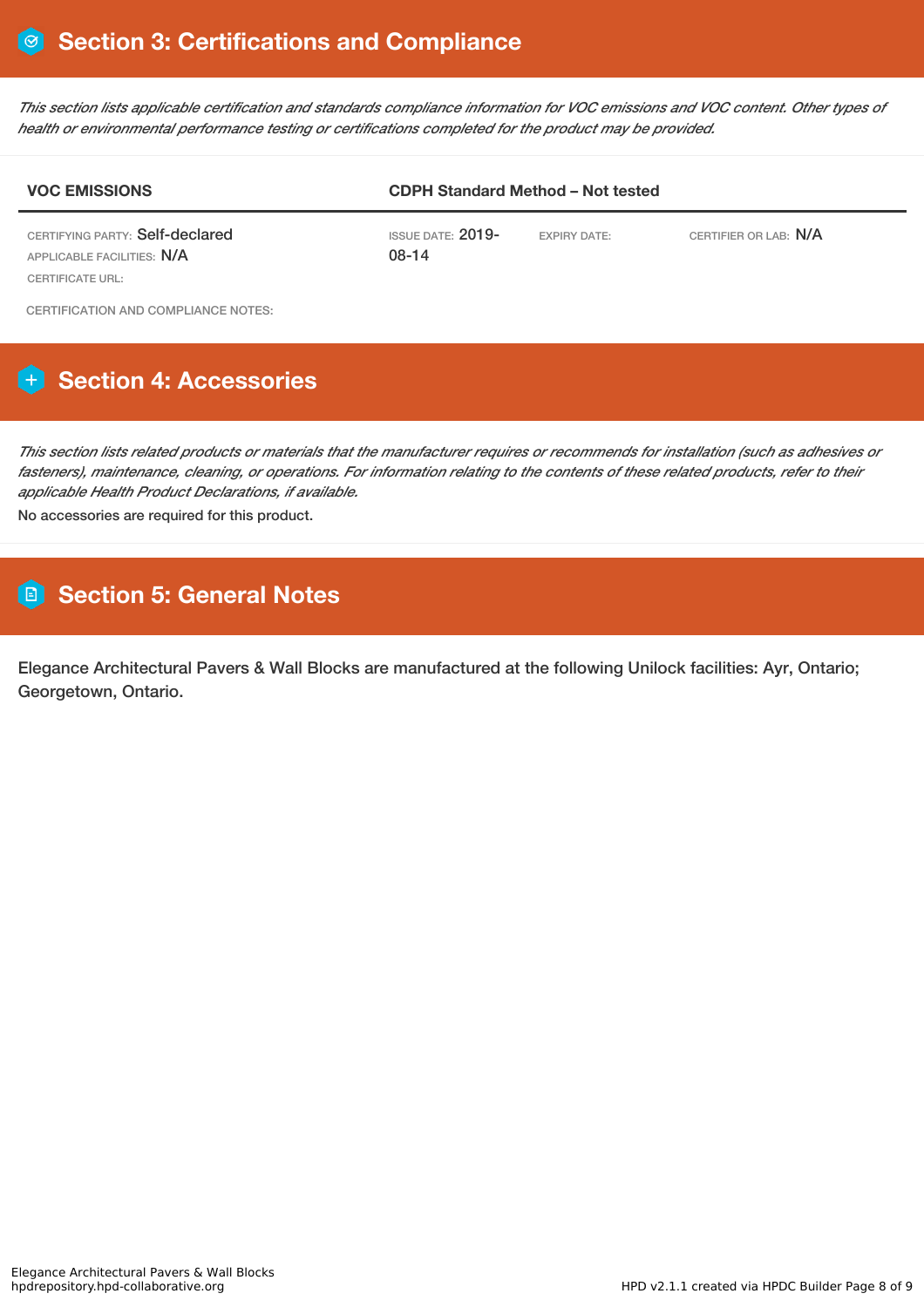## Section 3: Certifications and Compliance

*This section lists applicable certification and standards compliance information for VOC emissions and VOC content. Other types of health or environmental performance testing or certifications completed for the product may be provided.*

| VOC EMISSIONS | CDPH Standard Method – Not tested | | |
|---|---|---|---|
| CERTIFYING PARTY: Self-declared<br>APPLICABLE FACILITIES: N/A<br>CERTIFICATE URL: | ISSUE DATE: 2019-08-14 | EXPIRY DATE: | CERTIFIER OR LAB: N/A |

CERTIFICATION AND COMPLIANCE NOTES:

## Section 4: Accessories

*This section lists related products or materials that the manufacturer requires or recommends for installation (such as adhesives or fasteners), maintenance, cleaning, or operations. For information relating to the contents of these related products, refer to their applicable Health Product Declarations, if available.*

No accessories are required for this product.

## Section 5: General Notes

Elegance Architectural Pavers & Wall Blocks are manufactured at the following Unilock facilities: Ayr, Ontario; Georgetown, Ontario.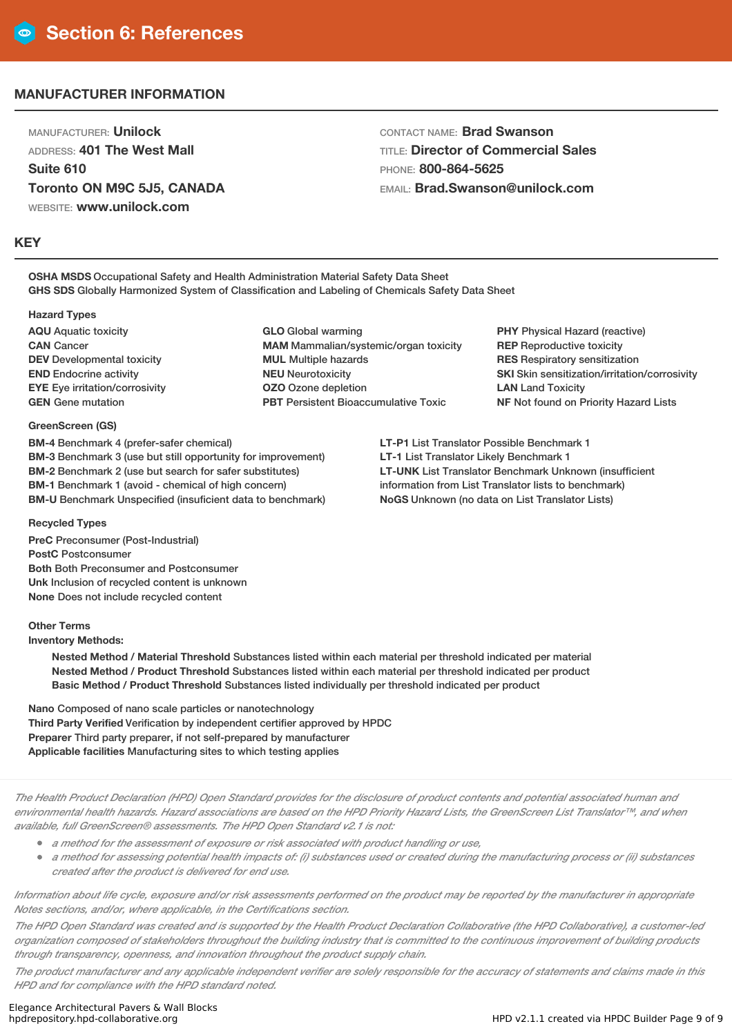# Section 6: References

## MANUFACTURER INFORMATION

MANUFACTURER: **Unilock**
ADDRESS: **401 The West Mall**
**Suite 610**
**Toronto ON M9C 5J5, CANADA**
WEBSITE: **www.unilock.com**

CONTACT NAME: **Brad Swanson**
TITLE: **Director of Commercial Sales**
PHONE: **800-864-5625**
EMAIL: **Brad.Swanson@unilock.com**

## KEY

**OSHA MSDS** Occupational Safety and Health Administration Material Safety Data Sheet
**GHS SDS** Globally Harmonized System of Classification and Labeling of Chemicals Safety Data Sheet

**Hazard Types**

**AQU** Aquatic toxicity
**CAN** Cancer
**DEV** Developmental toxicity
**END** Endocrine activity
**EYE** Eye irritation/corrosivity
**GEN** Gene mutation
**GLO** Global warming
**MAM** Mammalian/systemic/organ toxicity
**MUL** Multiple hazards
**NEU** Neurotoxicity
**OZO** Ozone depletion
**PBT** Persistent Bioaccumulative Toxic
**PHY** Physical Hazard (reactive)
**REP** Reproductive toxicity
**RES** Respiratory sensitization
**SKI** Skin sensitization/irritation/corrosivity
**LAN** Land Toxicity
**NF** Not found on Priority Hazard Lists

**GreenScreen (GS)**

**BM-4** Benchmark 4 (prefer-safer chemical)
**BM-3** Benchmark 3 (use but still opportunity for improvement)
**BM-2** Benchmark 2 (use but search for safer substitutes)
**BM-1** Benchmark 1 (avoid - chemical of high concern)
**BM-U** Benchmark Unspecified (insuficient data to benchmark)
**LT-P1** List Translator Possible Benchmark 1
**LT-1** List Translator Likely Benchmark 1
**LT-UNK** List Translator Benchmark Unknown (insufficient information from List Translator lists to benchmark)
**NoGS** Unknown (no data on List Translator Lists)

**Recycled Types**

**PreC** Preconsumer (Post-Industrial)
**PostC** Postconsumer
**Both** Both Preconsumer and Postconsumer
**Unk** Inclusion of recycled content is unknown
**None** Does not include recycled content

**Other Terms**
**Inventory Methods:**

- **Nested Method / Material Threshold** Substances listed within each material per threshold indicated per material
- **Nested Method / Product Threshold** Substances listed within each material per threshold indicated per product
- **Basic Method / Product Threshold** Substances listed individually per threshold indicated per product

**Nano** Composed of nano scale particles or nanotechnology
**Third Party Verified** Verification by independent certifier approved by HPDC
**Preparer** Third party preparer, if not self-prepared by manufacturer
**Applicable facilities** Manufacturing sites to which testing applies

*The Health Product Declaration (HPD) Open Standard provides for the disclosure of product contents and potential associated human and environmental health hazards. Hazard associations are based on the HPD Priority Hazard Lists, the GreenScreen List Translator™, and when available, full GreenScreen® assessments. The HPD Open Standard v2.1 is not:*

- *a method for the assessment of exposure or risk associated with product handling or use,*
- *a method for assessing potential health impacts of: (i) substances used or created during the manufacturing process or (ii) substances created after the product is delivered for end use.*

*Information about life cycle, exposure and/or risk assessments performed on the product may be reported by the manufacturer in appropriate Notes sections, and/or, where applicable, in the Certifications section.*

*The HPD Open Standard was created and is supported by the Health Product Declaration Collaborative (the HPD Collaborative), a customer-led organization composed of stakeholders throughout the building industry that is committed to the continuous improvement of building products through transparency, openness, and innovation throughout the product supply chain.*

*The product manufacturer and any applicable independent verifier are solely responsible for the accuracy of statements and claims made in this HPD and for compliance with the HPD standard noted.*